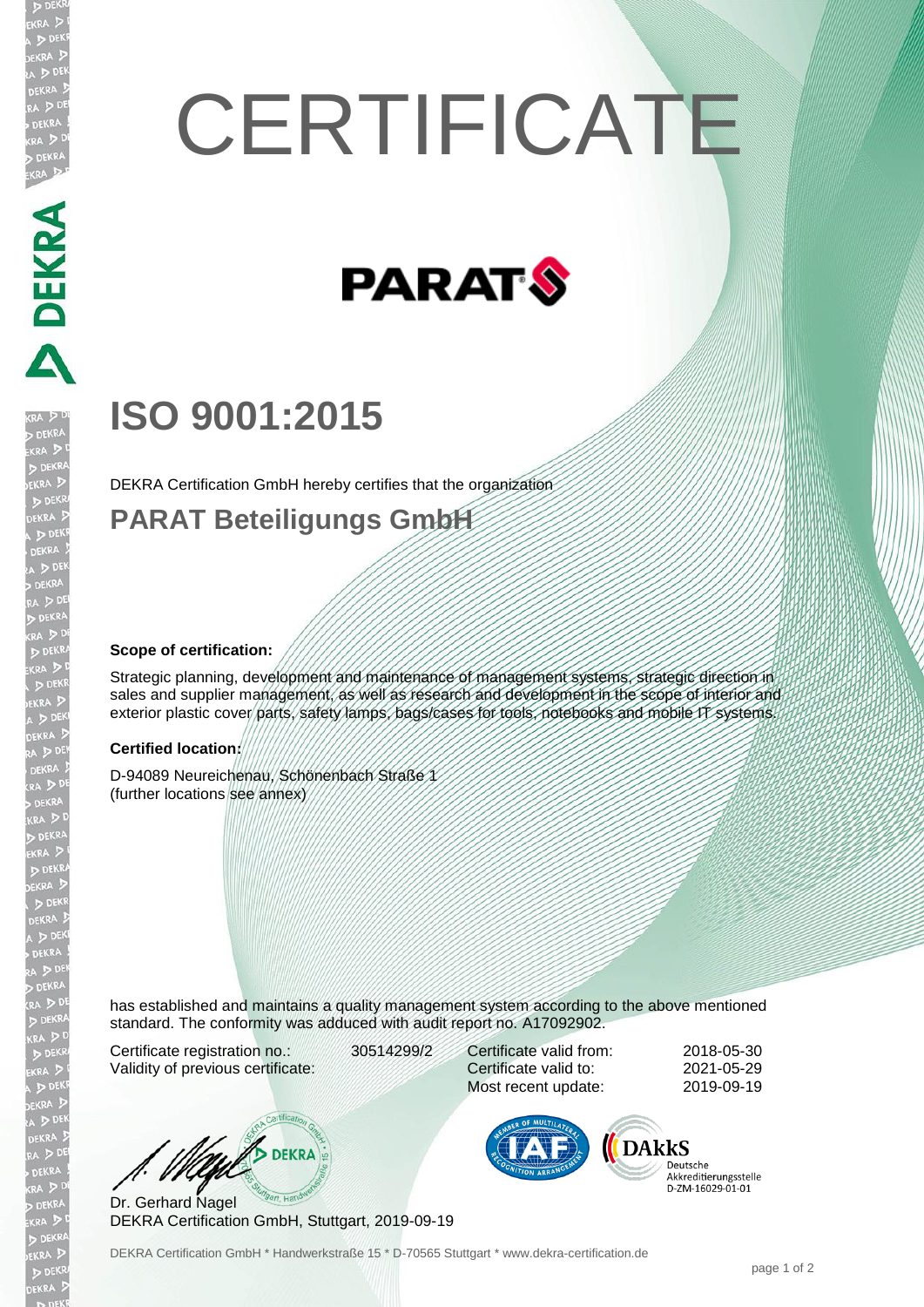# CERTIFICATE

PARAT

## ISO 9001:2015

DEKRA Certification GmbH hereby certifies that the organization

### PARAT Beteiligungs GmbH

**Scope of certification:**

Strategic planning, development and maintenance of management systems, strategic direction in sales and supplier management, as well as research and development in the scope of interior and exterior plastic cover parts, safety lamps, bags/cases for tools, notebooks and mobile IT systems.

**Certified location:**

D-94089 Neureichenau, Schönenbach Straße 1
(further locations see annex)

has established and maintains a quality management system according to the above mentioned standard. The conformity was adduced with audit report no. A17092902.

| | | | |
|---|---|---|---|
| Certificate registration no.: | 30514299/2 | Certificate valid from: | 2018-05-30 |
| Validity of previous certificate: | | Certificate valid to: | 2021-05-29 |
| | | Most recent update: | 2019-09-19 |

Dr. Gerhard Nagel
DEKRA Certification GmbH, Stuttgart, 2019-09-19

DAkkS Deutsche Akkreditierungsstelle D-ZM-16029-01-01

DEKRA Certification GmbH * Handwerkstraße 15 * D-70565 Stuttgart * www.dekra-certification.de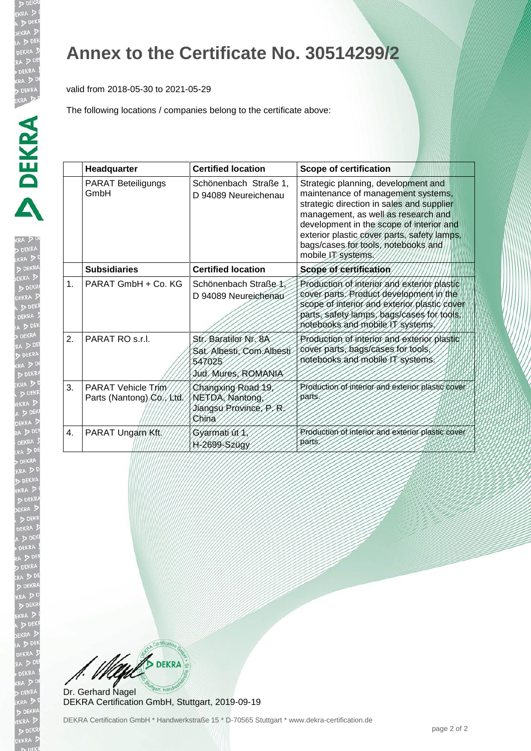# Annex to the Certificate No. 30514299/2

valid from 2018-05-30 to 2021-05-29

The following locations / companies belong to the certificate above:

| | Headquarter | Certified location | Scope of certification |
|---|---|---|---|
| | PARAT Beteiligungs GmbH | Schönenbach Straße 1, D 94089 Neureichenau | Strategic planning, development and maintenance of management systems, strategic direction in sales and supplier management, as well as research and development in the scope of interior and exterior plastic cover parts, safety lamps, bags/cases for tools, notebooks and mobile IT systems. |
| | **Subsidiaries** | **Certified location** | **Scope of certification** |
| 1. | PARAT GmbH + Co. KG | Schönenbach Straße 1, D 94089 Neureichenau | Production of interior and exterior plastic cover parts. Product development in the scope of interior and exterior plastic cover parts, safety lamps, bags/cases for tools, notebooks and mobile IT systems. |
| 2. | PARAT RO s.r.l. | Str. Baratilor Nr. 8A Sat. Albesti, Com.Albesti 547025 Jud. Mures, ROMANIA | Production of interior and exterior plastic cover parts, bags/cases for tools, notebooks and mobile IT systems. |
| 3. | PARAT Vehicle Trim Parts (Nantong) Co., Ltd. | Changxing Road 19, NETDA, Nantong, Jiangsu Province, P. R. China | Production of interior and exterior plastic cover parts. |
| 4. | PARAT Ungarn Kft. | Gyarmati út 1, H-2699-Szügy | Production of interior and exterior plastic cover parts. |

Dr. Gerhard Nagel
DEKRA Certification GmbH, Stuttgart, 2019-09-19

DEKRA Certification GmbH * Handwerkstraße 15 * D-70565 Stuttgart * www.dekra-certification.de